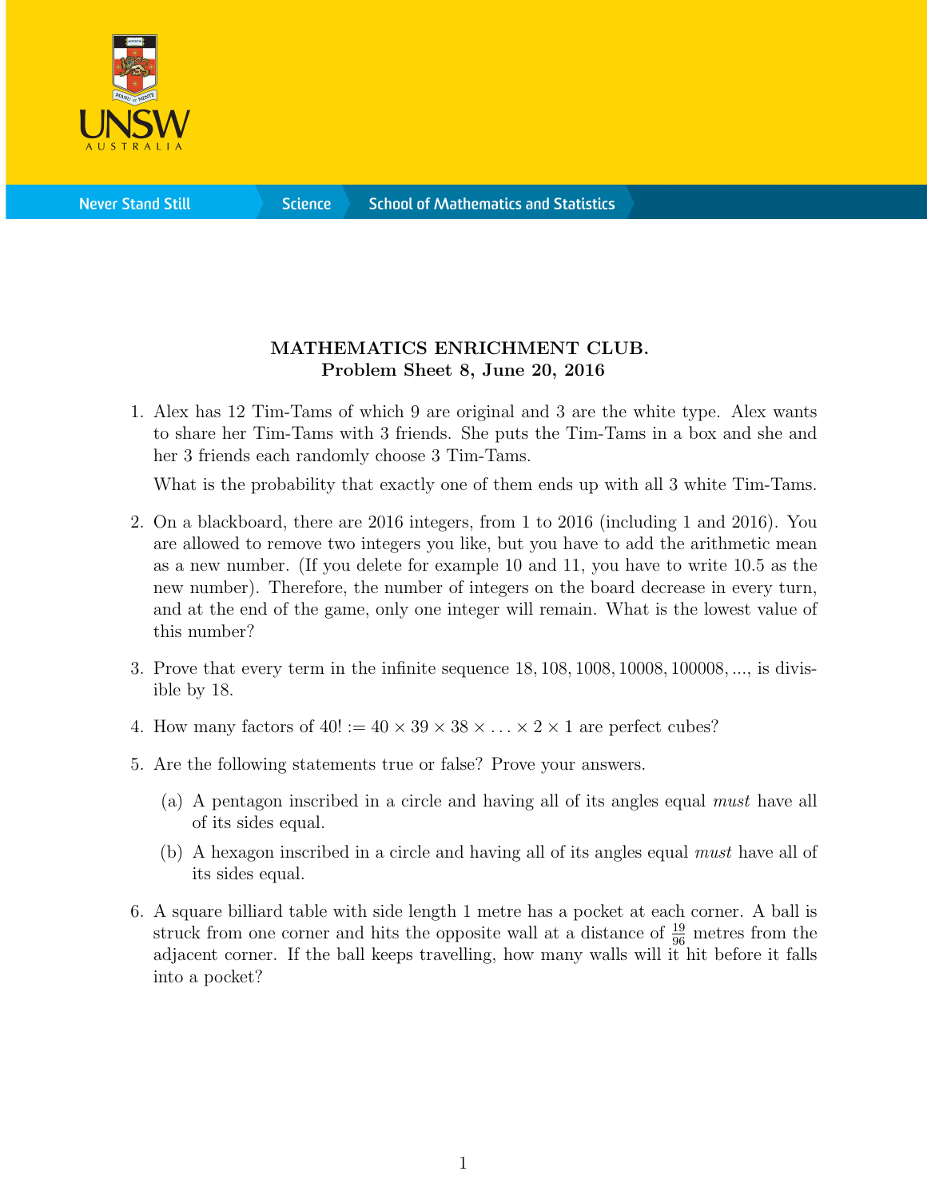**MATHEMATICS ENRICHMENT CLUB.**
**Problem Sheet 8, June 20, 2016**

1. Alex has 12 Tim-Tams of which 9 are original and 3 are the white type. Alex wants to share her Tim-Tams with 3 friends. She puts the Tim-Tams in a box and she and her 3 friends each randomly choose 3 Tim-Tams.

   What is the probability that exactly one of them ends up with all 3 white Tim-Tams.

2. On a blackboard, there are 2016 integers, from 1 to 2016 (including 1 and 2016). You are allowed to remove two integers you like, but you have to add the arithmetic mean as a new number. (If you delete for example 10 and 11, you have to write 10.5 as the new number). Therefore, the number of integers on the board decrease in every turn, and at the end of the game, only one integer will remain. What is the lowest value of this number?

3. Prove that every term in the infinite sequence $18, 108, 1008, 10008, 100008, ...$, is divisible by 18.

4. How many factors of $40! := 40 \times 39 \times 38 \times \ldots \times 2 \times 1$ are perfect cubes?

5. Are the following statements true or false? Prove your answers.

   (a) A pentagon inscribed in a circle and having all of its angles equal *must* have all of its sides equal.

   (b) A hexagon inscribed in a circle and having all of its angles equal *must* have all of its sides equal.

6. A square billiard table with side length 1 metre has a pocket at each corner. A ball is struck from one corner and hits the opposite wall at a distance of $\frac{19}{96}$ metres from the adjacent corner. If the ball keeps travelling, how many walls will it hit before it falls into a pocket?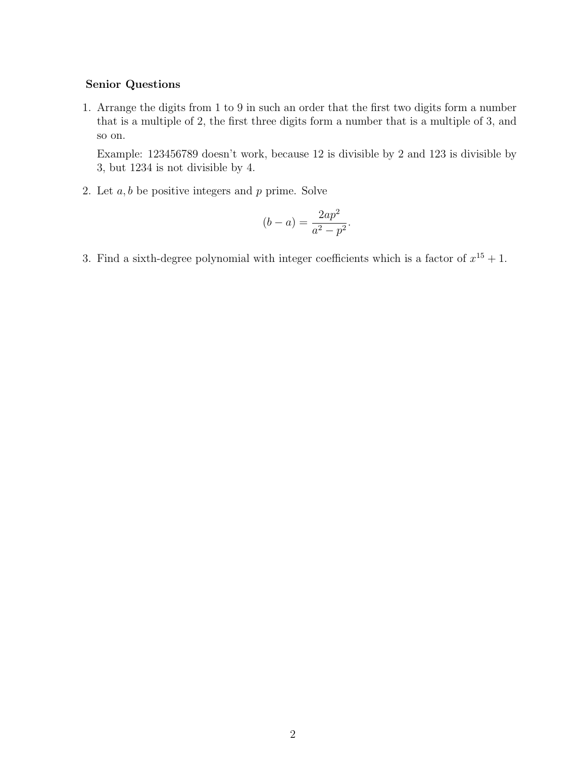**Senior Questions**

1. Arrange the digits from 1 to 9 in such an order that the first two digits form a number that is a multiple of 2, the first three digits form a number that is a multiple of 3, and so on.

   Example: 123456789 doesn't work, because 12 is divisible by 2 and 123 is divisible by 3, but 1234 is not divisible by 4.

2. Let $a, b$ be positive integers and $p$ prime. Solve

$$(b - a) = \frac{2ap^2}{a^2 - p^2}.$$

3. Find a sixth-degree polynomial with integer coefficients which is a factor of $x^{15} + 1$.